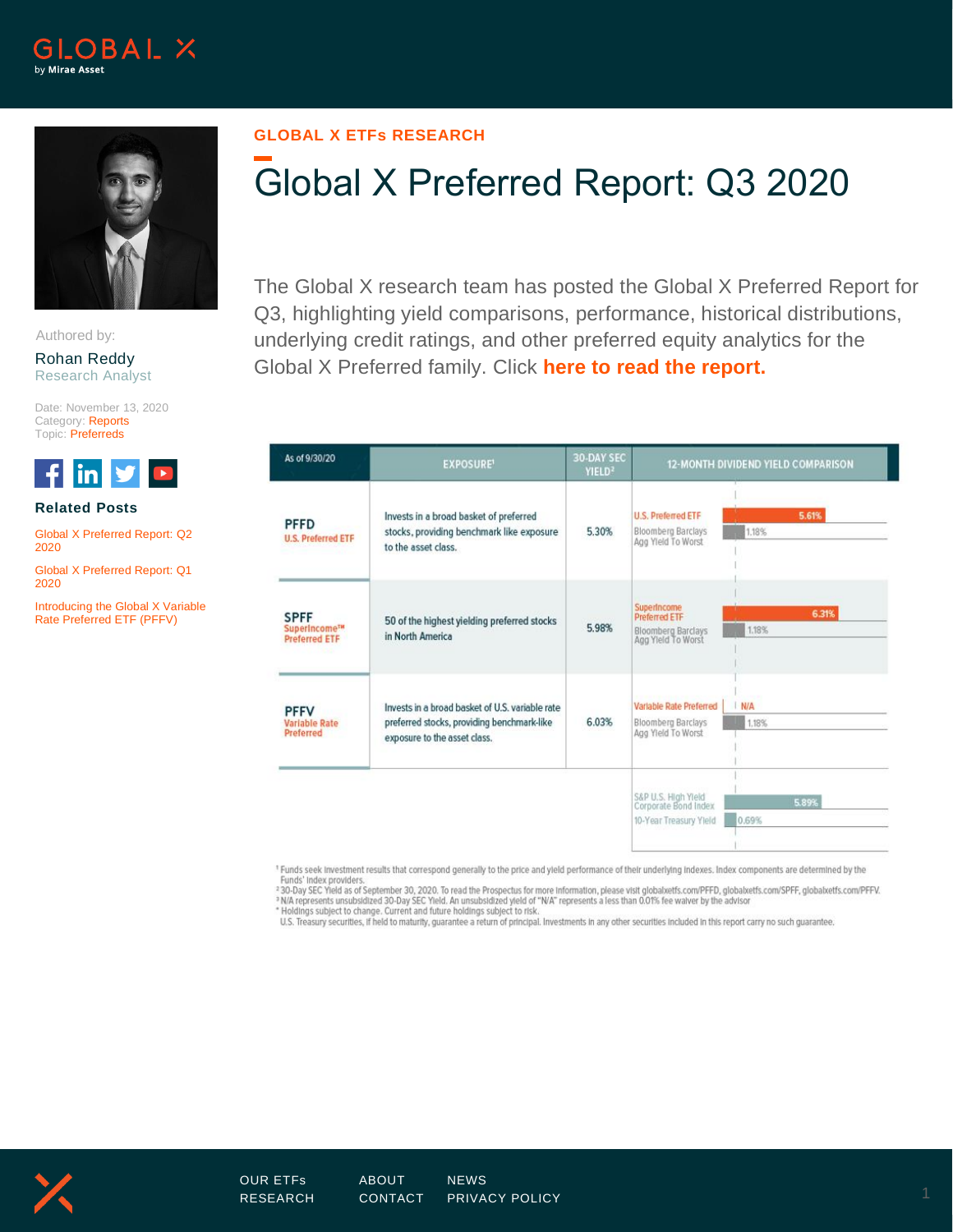GLOBAL X by Mirae Asset

Authored by:

Rohan Reddy
Research Analyst

Date: November 13, 2020
Category: Reports
Topic: Preferreds

**Related Posts**

Global X Preferred Report: Q2 2020

Global X Preferred Report: Q1 2020

Introducing the Global X Variable Rate Preferred ETF (PFFV)

**GLOBAL X ETFs RESEARCH**

# Global X Preferred Report: Q3 2020

The Global X research team has posted the Global X Preferred Report for Q3, highlighting yield comparisons, performance, historical distributions, underlying credit ratings, and other preferred equity analytics for the Global X Preferred family. Click **here to read the report.**

| As of 9/30/20 | EXPOSURE[1] | 30-DAY SEC YIELD[2] | 12-MONTH DIVIDEND YIELD COMPARISON | |
|---|---|---|---|---|
| **PFFD** U.S. Preferred ETF | Invests in a broad basket of preferred stocks, providing benchmark like exposure to the asset class. | 5.30% | U.S. Preferred ETF | 5.61% |
| | | | Bloomberg Barclays Agg Yield To Worst | 1.18% |
| **SPFF** SuperIncome™ Preferred ETF | 50 of the highest yielding preferred stocks in North America | 5.98% | SuperIncome Preferred ETF | 6.31% |
| | | | Bloomberg Barclays Agg Yield To Worst | 1.18% |
| **PFFV** Variable Rate Preferred | Invests in a broad basket of U.S. variable rate preferred stocks, providing benchmark-like exposure to the asset class. | 6.03% | Variable Rate Preferred | N/A |
| | | | Bloomberg Barclays Agg Yield To Worst | 1.18% |
| | | | S&P U.S. High Yield Corporate Bond Index | 5.89% |
| | | | 10-Year Treasury Yield | 0.69% |

[1] Funds seek investment results that correspond generally to the price and yield performance of their underlying indexes. Index components are determined by the Funds' index providers.
[2] 30-Day SEC Yield as of September 30, 2020. To read the Prospectus for more information, please visit globalxetfs.com/PFFD, globalxetfs.com/SPFF, globalxetfs.com/PFFV.
[3] N/A represents unsubsidized 30-Day SEC Yield. An unsubsidized yield of "N/A" represents a less than 0.01% fee waiver by the advisor
[*] Holdings subject to change. Current and future holdings subject to risk.
U.S. Treasury securities, if held to maturity, guarantee a return of principal. Investments in any other securities included in this report carry no such guarantee.

OUR ETFs ABOUT NEWS
RESEARCH CONTACT PRIVACY POLICY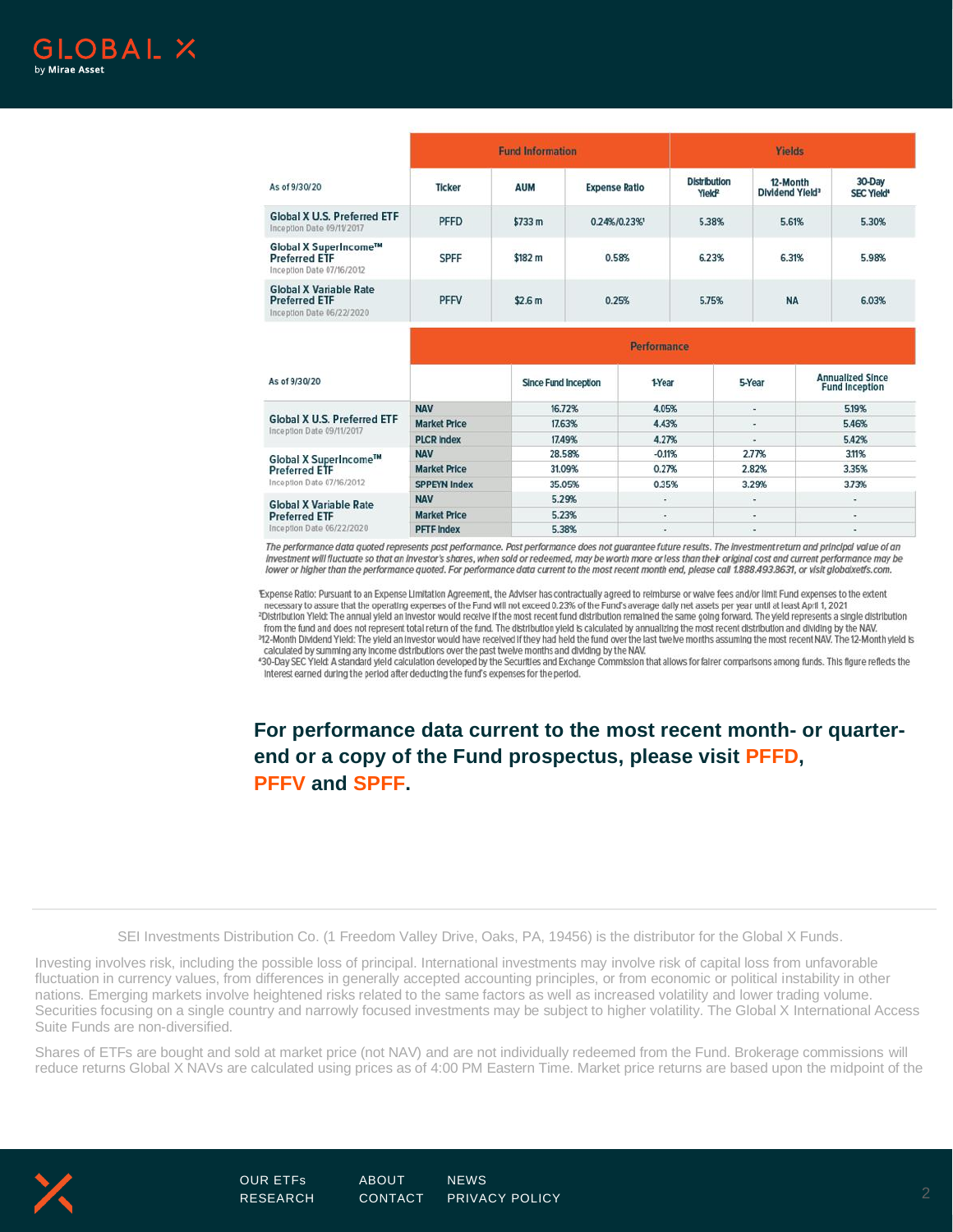| As of 9/30/20 | Fund Information | | | Yields | | |
|---|---|---|---|---|---|---|
| | Ticker | AUM | Expense Ratio | Distribution Yield[2] | 12-Month Dividend Yield[3] | 30-Day SEC Yield[4] |
| **Global X U.S. Preferred ETF** Inception Date 09/11/2017 | PFFD | $733 m | 0.24%/0.23%[1] | 5.38% | 5.61% | 5.30% |
| **Global X SuperIncome™ Preferred ETF** Inception Date 07/16/2012 | SPFF | $182 m | 0.58% | 6.23% | 6.31% | 5.98% |
| **Global X Variable Rate Preferred ETF** Inception Date 06/22/2020 | PFFV | $2.6 m | 0.25% | 5.75% | NA | 6.03% |

| As of 9/30/20 | Performance | | | | |
|---|---|---|---|---|---|
| | | Since Fund Inception | 1-Year | 5-Year | Annualized Since Fund Inception |
| **Global X U.S. Preferred ETF** Inception Date 09/11/2017 | NAV | 16.72% | 4.05% | - | 5.19% |
| | Market Price | 17.63% | 4.43% | - | 5.46% |
| | PLCR Index | 17.49% | 4.27% | - | 5.42% |
| **Global X SuperIncome™ Preferred ETF** Inception Date 07/16/2012 | NAV | 28.58% | -0.11% | 2.77% | 3.11% |
| | Market Price | 31.09% | 0.27% | 2.82% | 3.35% |
| | SPPEYN Index | 35.05% | 0.35% | 3.29% | 3.73% |
| **Global X Variable Rate Preferred ETF** Inception Date 06/22/2020 | NAV | 5.29% | - | - | - |
| | Market Price | 5.23% | - | - | - |
| | PFTF Index | 5.38% | - | - | - |

*The performance data quoted represents past performance. Past performance does not guarantee future results. The investment return and principal value of an investment will fluctuate so that an investor's shares, when sold or redeemed, may be worth more or less than their original cost and current performance may be lower or higher than the performance quoted. For performance data current to the most recent month end, please call 1.888.493.8631, or visit globalxetfs.com.*

[1]Expense Ratio: Pursuant to an Expense Limitation Agreement, the Adviser has contractually agreed to reimburse or waive fees and/or limit Fund expenses to the extent necessary to assure that the operating expenses of the Fund will not exceed 0.23% of the Fund's average daily net assets per year until at least April 1, 2021
[2]Distribution Yield: The annual yield an investor would receive if the most recent fund distribution remained the same going forward. The yield represents a single distribution from the fund and does not represent total return of the fund. The distribution yield is calculated by annualizing the most recent distribution and dividing by the NAV.
[3]12-Month Dividend Yield: The yield an investor would have received if they had held the fund over the last twelve months assuming the most recent NAV. The 12-Month yield is calculated by summing any income distributions over the past twelve months and dividing by the NAV.
[4]30-Day SEC Yield: A standard yield calculation developed by the Securities and Exchange Commission that allows for fairer comparisons among funds. This figure reflects the interest earned during the period after deducting the fund's expenses for the period.

**For performance data current to the most recent month- or quarter-end or a copy of the Fund prospectus, please visit PFFD, PFFV and SPFF.**

SEI Investments Distribution Co. (1 Freedom Valley Drive, Oaks, PA, 19456) is the distributor for the Global X Funds.

Investing involves risk, including the possible loss of principal. International investments may involve risk of capital loss from unfavorable fluctuation in currency values, from differences in generally accepted accounting principles, or from economic or political instability in other nations. Emerging markets involve heightened risks related to the same factors as well as increased volatility and lower trading volume. Securities focusing on a single country and narrowly focused investments may be subject to higher volatility. The Global X International Access Suite Funds are non-diversified.

Shares of ETFs are bought and sold at market price (not NAV) and are not individually redeemed from the Fund. Brokerage commissions will reduce returns Global X NAVs are calculated using prices as of 4:00 PM Eastern Time. Market price returns are based upon the midpoint of the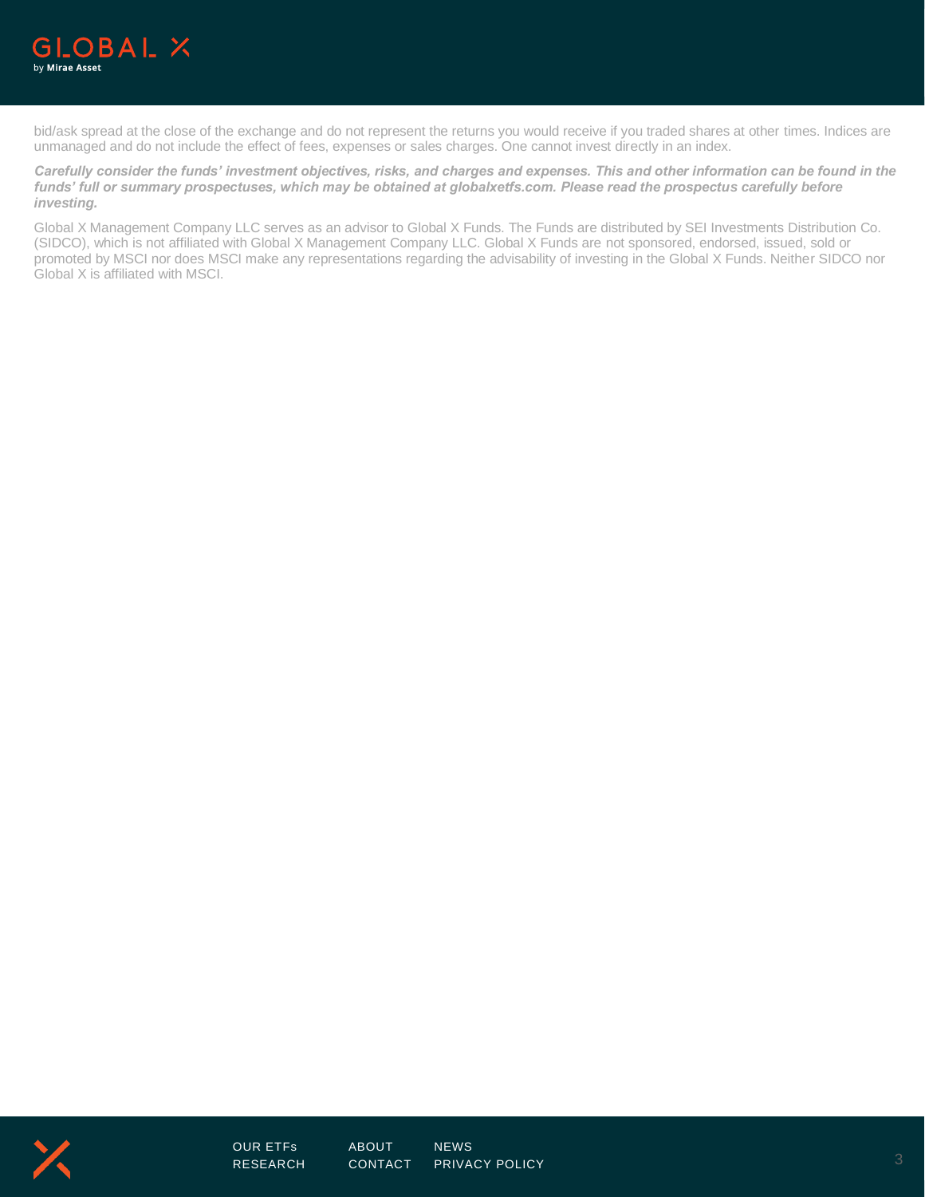bid/ask spread at the close of the exchange and do not represent the returns you would receive if you traded shares at other times. Indices are unmanaged and do not include the effect of fees, expenses or sales charges. One cannot invest directly in an index.

***Carefully consider the funds' investment objectives, risks, and charges and expenses. This and other information can be found in the funds' full or summary prospectuses, which may be obtained at globalxetfs.com. Please read the prospectus carefully before investing.***

Global X Management Company LLC serves as an advisor to Global X Funds. The Funds are distributed by SEI Investments Distribution Co. (SIDCO), which is not affiliated with Global X Management Company LLC. Global X Funds are not sponsored, endorsed, issued, sold or promoted by MSCI nor does MSCI make any representations regarding the advisability of investing in the Global X Funds. Neither SIDCO nor Global X is affiliated with MSCI.